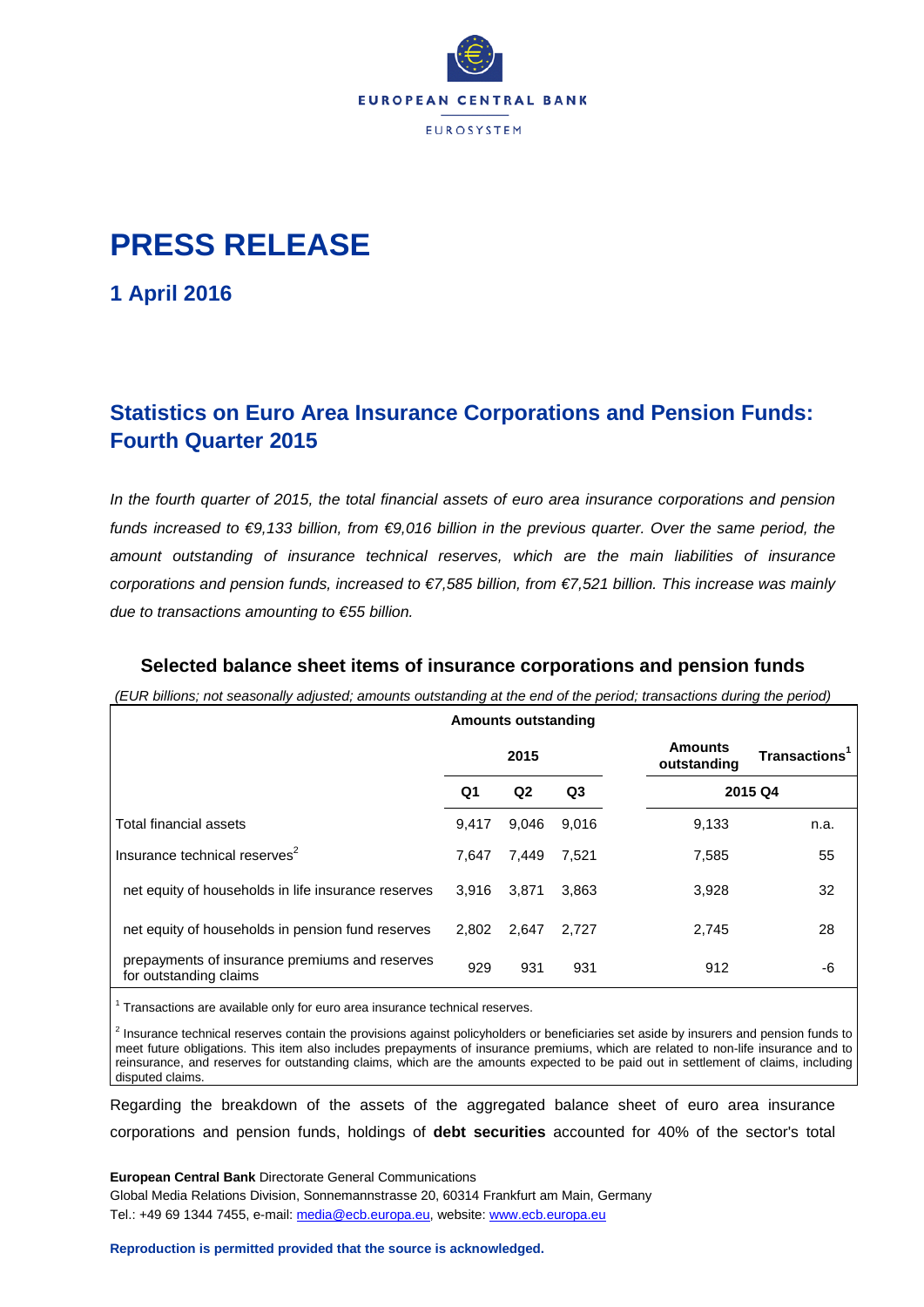EUROPEAN CENTRAL BANK

EUROSYSTEM

# PRESS RELEASE

## 1 April 2016

## Statistics on Euro Area Insurance Corporations and Pension Funds: Fourth Quarter 2015

*In the fourth quarter of 2015, the total financial assets of euro area insurance corporations and pension funds increased to €9,133 billion, from €9,016 billion in the previous quarter. Over the same period, the amount outstanding of insurance technical reserves, which are the main liabilities of insurance corporations and pension funds, increased to €7,585 billion, from €7,521 billion. This increase was mainly due to transactions amounting to €55 billion.*

### Selected balance sheet items of insurance corporations and pension funds

*(EUR billions; not seasonally adjusted; amounts outstanding at the end of the period; transactions during the period)*

| | Amounts outstanding | | | | |
|---|---|---|---|---|---|
| | 2015 | | | Amounts outstanding | Transactions[1] |
| | Q1 | Q2 | Q3 | 2015 Q4 | |
| Total financial assets | 9,417 | 9,046 | 9,016 | 9,133 | n.a. |
| Insurance technical reserves[2] | 7,647 | 7,449 | 7,521 | 7,585 | 55 |
| net equity of households in life insurance reserves | 3,916 | 3,871 | 3,863 | 3,928 | 32 |
| net equity of households in pension fund reserves | 2,802 | 2,647 | 2,727 | 2,745 | 28 |
| prepayments of insurance premiums and reserves for outstanding claims | 929 | 931 | 931 | 912 | -6 |

[1] Transactions are available only for euro area insurance technical reserves.

[2] Insurance technical reserves contain the provisions against policyholders or beneficiaries set aside by insurers and pension funds to meet future obligations. This item also includes prepayments of insurance premiums, which are related to non-life insurance and to reinsurance, and reserves for outstanding claims, which are the amounts expected to be paid out in settlement of claims, including disputed claims.

Regarding the breakdown of the assets of the aggregated balance sheet of euro area insurance corporations and pension funds, holdings of **debt securities** accounted for 40% of the sector's total

**European Central Bank** Directorate General Communications
Global Media Relations Division, Sonnemannstrasse 20, 60314 Frankfurt am Main, Germany
Tel.: +49 69 1344 7455, e-mail: media@ecb.europa.eu, website: www.ecb.europa.eu

**Reproduction is permitted provided that the source is acknowledged.**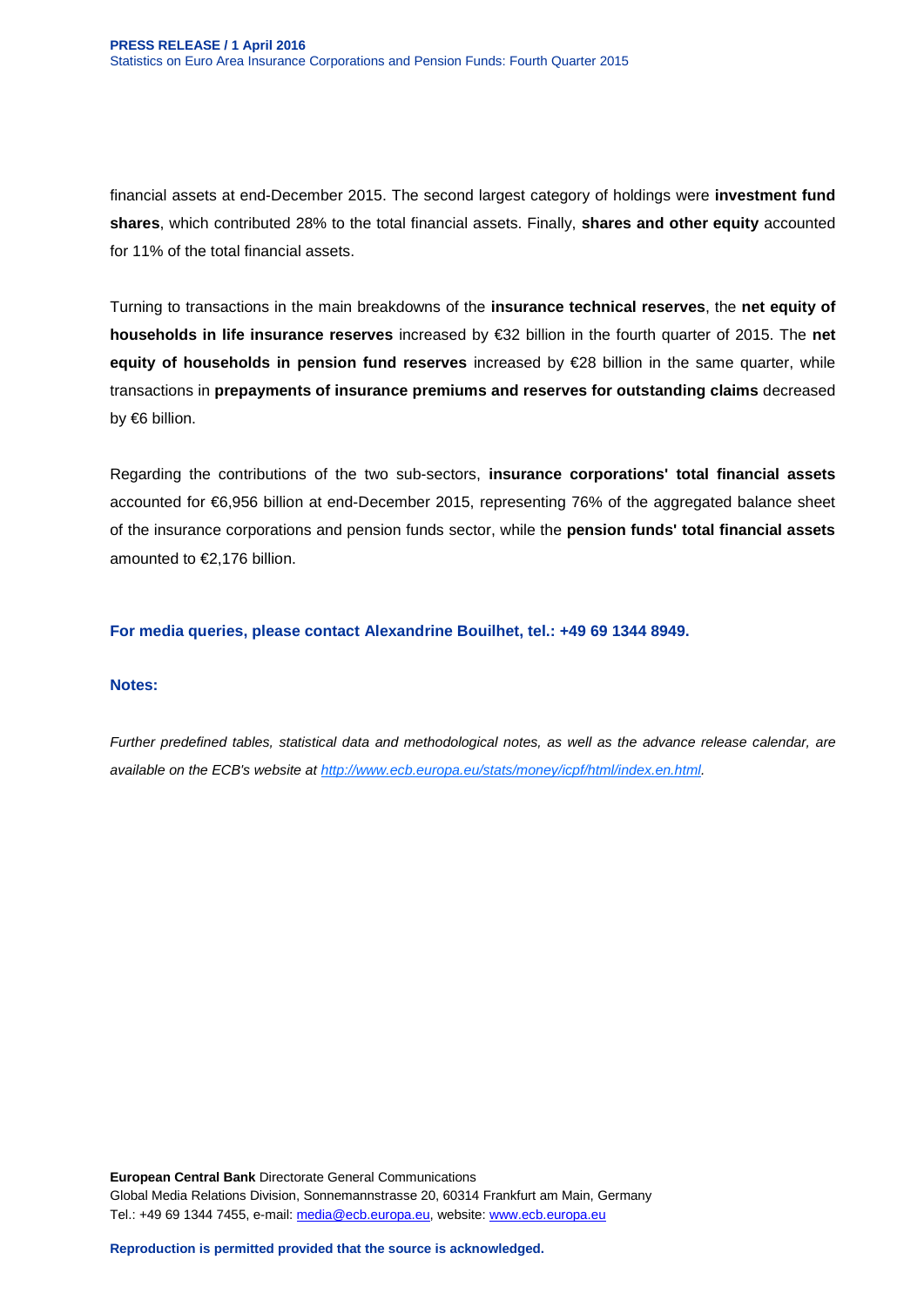financial assets at end-December 2015. The second largest category of holdings were **investment fund shares**, which contributed 28% to the total financial assets. Finally, **shares and other equity** accounted for 11% of the total financial assets.

Turning to transactions in the main breakdowns of the **insurance technical reserves**, the **net equity of households in life insurance reserves** increased by €32 billion in the fourth quarter of 2015. The **net equity of households in pension fund reserves** increased by €28 billion in the same quarter, while transactions in **prepayments of insurance premiums and reserves for outstanding claims** decreased by €6 billion.

Regarding the contributions of the two sub-sectors, **insurance corporations' total financial assets** accounted for €6,956 billion at end-December 2015, representing 76% of the aggregated balance sheet of the insurance corporations and pension funds sector, while the **pension funds' total financial assets** amounted to €2,176 billion.

**For media queries, please contact Alexandrine Bouilhet, tel.: +49 69 1344 8949.**

**Notes:**

*Further predefined tables, statistical data and methodological notes, as well as the advance release calendar, are available on the ECB's website at [http://www.ecb.europa.eu/stats/money/icpf/html/index.en.html](http://www.ecb.europa.eu/stats/money/icpf/html/index.en.html).*

**European Central Bank** Directorate General Communications
Global Media Relations Division, Sonnemannstrasse 20, 60314 Frankfurt am Main, Germany
Tel.: +49 69 1344 7455, e-mail: [media@ecb.europa.eu](mailto:media@ecb.europa.eu), website: [www.ecb.europa.eu](http://www.ecb.europa.eu)

**Reproduction is permitted provided that the source is acknowledged.**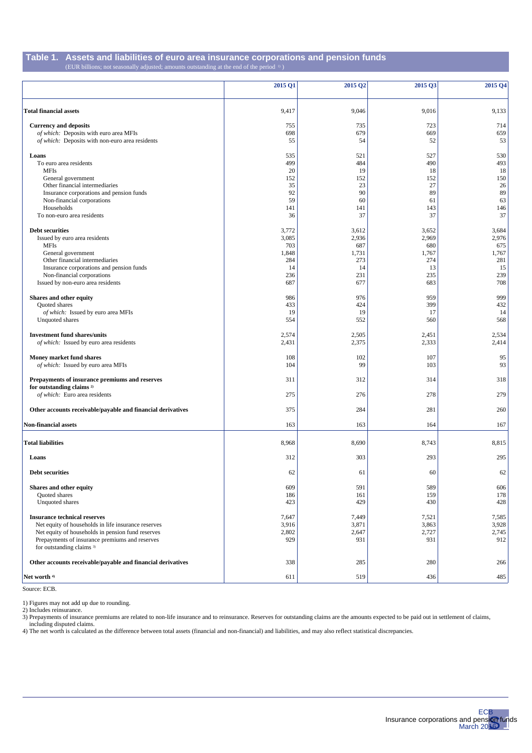## Table 1. Assets and liabilities of euro area insurance corporations and pension funds

(EUR billions; not seasonally adjusted; amounts outstanding at the end of the period [1])

| | 2015 Q1 | 2015 Q2 | 2015 Q3 | 2015 Q4 |
|---|---|---|---|---|
| **Total financial assets** | 9,417 | 9,046 | 9,016 | 9,133 |
| **Currency and deposits** | 755 | 735 | 723 | 714 |
| *of which:* Deposits with euro area MFIs | 698 | 679 | 669 | 659 |
| *of which:* Deposits with non-euro area residents | 55 | 54 | 52 | 53 |
| **Loans** | 535 | 521 | 527 | 530 |
| To euro area residents | 499 | 484 | 490 | 493 |
| MFIs | 20 | 19 | 18 | 18 |
| General government | 152 | 152 | 152 | 150 |
| Other financial intermediaries | 35 | 23 | 27 | 26 |
| Insurance corporations and pension funds | 92 | 90 | 89 | 89 |
| Non-financial corporations | 59 | 60 | 61 | 63 |
| Households | 141 | 141 | 143 | 146 |
| To non-euro area residents | 36 | 37 | 37 | 37 |
| **Debt securities** | 3,772 | 3,612 | 3,652 | 3,684 |
| Issued by euro area residents | 3,085 | 2,936 | 2,969 | 2,976 |
| MFIs | 703 | 687 | 680 | 675 |
| General government | 1,848 | 1,731 | 1,767 | 1,767 |
| Other financial intermediaries | 284 | 273 | 274 | 281 |
| Insurance corporations and pension funds | 14 | 14 | 13 | 15 |
| Non-financial corporations | 236 | 231 | 235 | 239 |
| Issued by non-euro area residents | 687 | 677 | 683 | 708 |
| **Shares and other equity** | 986 | 976 | 959 | 999 |
| Quoted shares | 433 | 424 | 399 | 432 |
| *of which:* Issued by euro area MFIs | 19 | 19 | 17 | 14 |
| Unquoted shares | 554 | 552 | 560 | 568 |
| **Investment fund shares/units** | 2,574 | 2,505 | 2,451 | 2,534 |
| *of which:* Issued by euro area residents | 2,431 | 2,375 | 2,333 | 2,414 |
| **Money market fund shares** | 108 | 102 | 107 | 95 |
| *of which:* Issued by euro area MFIs | 104 | 99 | 103 | 93 |
| **Prepayments of insurance premiums and reserves for outstanding claims** [2] | 311 | 312 | 314 | 318 |
| *of which:* Euro area residents | 275 | 276 | 278 | 279 |
| **Other accounts receivable/payable and financial derivatives** | 375 | 284 | 281 | 260 |
| **Non-financial assets** | 163 | 163 | 164 | 167 |
| **Total liabilities** | 8,968 | 8,690 | 8,743 | 8,815 |
| **Loans** | 312 | 303 | 293 | 295 |
| **Debt securities** | 62 | 61 | 60 | 62 |
| **Shares and other equity** | 609 | 591 | 589 | 606 |
| Quoted shares | 186 | 161 | 159 | 178 |
| Unquoted shares | 423 | 429 | 430 | 428 |
| **Insurance technical reserves** | 7,647 | 7,449 | 7,521 | 7,585 |
| Net equity of households in life insurance reserves | 3,916 | 3,871 | 3,863 | 3,928 |
| Net equity of households in pension fund reserves | 2,802 | 2,647 | 2,727 | 2,745 |
| Prepayments of insurance premiums and reserves for outstanding claims [3] | 929 | 931 | 931 | 912 |
| **Other accounts receivable/payable and financial derivatives** | 338 | 285 | 280 | 266 |
| **Net worth** [4] | 611 | 519 | 436 | 485 |

Source: ECB.

1) Figures may not add up due to rounding.
2) Includes reinsurance.
3) Prepayments of insurance premiums are related to non-life insurance and to reinsurance. Reserves for outstanding claims are the amounts expected to be paid out in settlement of claims, including disputed claims.
4) The net worth is calculated as the difference between total assets (financial and non-financial) and liabilities, and may also reflect statistical discrepancies.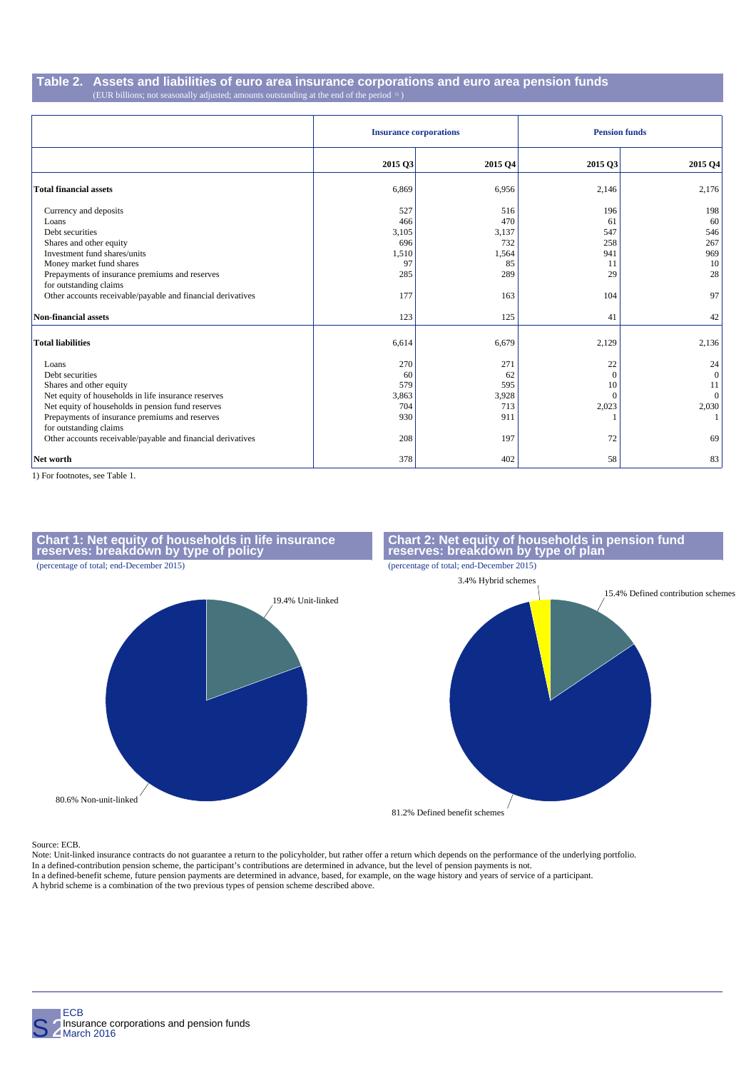## Table 2. Assets and liabilities of euro area insurance corporations and euro area pension funds

(EUR billions; not seasonally adjusted; amounts outstanding at the end of the period [1])

| | Insurance corporations | | Pension funds | |
|---|---|---|---|---|
| | 2015 Q3 | 2015 Q4 | 2015 Q3 | 2015 Q4 |
| **Total financial assets** | 6,869 | 6,956 | 2,146 | 2,176 |
| Currency and deposits | 527 | 516 | 196 | 198 |
| Loans | 466 | 470 | 61 | 60 |
| Debt securities | 3,105 | 3,137 | 547 | 546 |
| Shares and other equity | 696 | 732 | 258 | 267 |
| Investment fund shares/units | 1,510 | 1,564 | 941 | 969 |
| Money market fund shares | 97 | 85 | 11 | 10 |
| Prepayments of insurance premiums and reserves for outstanding claims | 285 | 289 | 29 | 28 |
| Other accounts receivable/payable and financial derivatives | 177 | 163 | 104 | 97 |
| **Non-financial assets** | 123 | 125 | 41 | 42 |
| **Total liabilities** | 6,614 | 6,679 | 2,129 | 2,136 |
| Loans | 270 | 271 | 22 | 24 |
| Debt securities | 60 | 62 | 0 | 0 |
| Shares and other equity | 579 | 595 | 10 | 11 |
| Net equity of households in life insurance reserves | 3,863 | 3,928 | 0 | 0 |
| Net equity of households in pension fund reserves | 704 | 713 | 2,023 | 2,030 |
| Prepayments of insurance premiums and reserves for outstanding claims | 930 | 911 | 1 | 1 |
| Other accounts receivable/payable and financial derivatives | 208 | 197 | 72 | 69 |
| **Net worth** | 378 | 402 | 58 | 83 |

1) For footnotes, see Table 1.

## Chart 1: Net equity of households in life insurance reserves: breakdown by type of policy

(percentage of total; end-December 2015)

19.4% Unit-linked

80.6% Non-unit-linked

## Chart 2: Net equity of households in pension fund reserves: breakdown by type of plan

(percentage of total; end-December 2015)

3.4% Hybrid schemes

15.4% Defined contribution schemes

81.2% Defined benefit schemes

Source: ECB.

Note: Unit-linked insurance contracts do not guarantee a return to the policyholder, but rather offer a return which depends on the performance of the underlying portfolio.
In a defined-contribution pension scheme, the participant's contributions are determined in advance, but the level of pension payments is not.
In a defined-benefit scheme, future pension payments are determined in advance, based, for example, on the wage history and years of service of a participant.
A hybrid scheme is a combination of the two previous types of pension scheme described above.